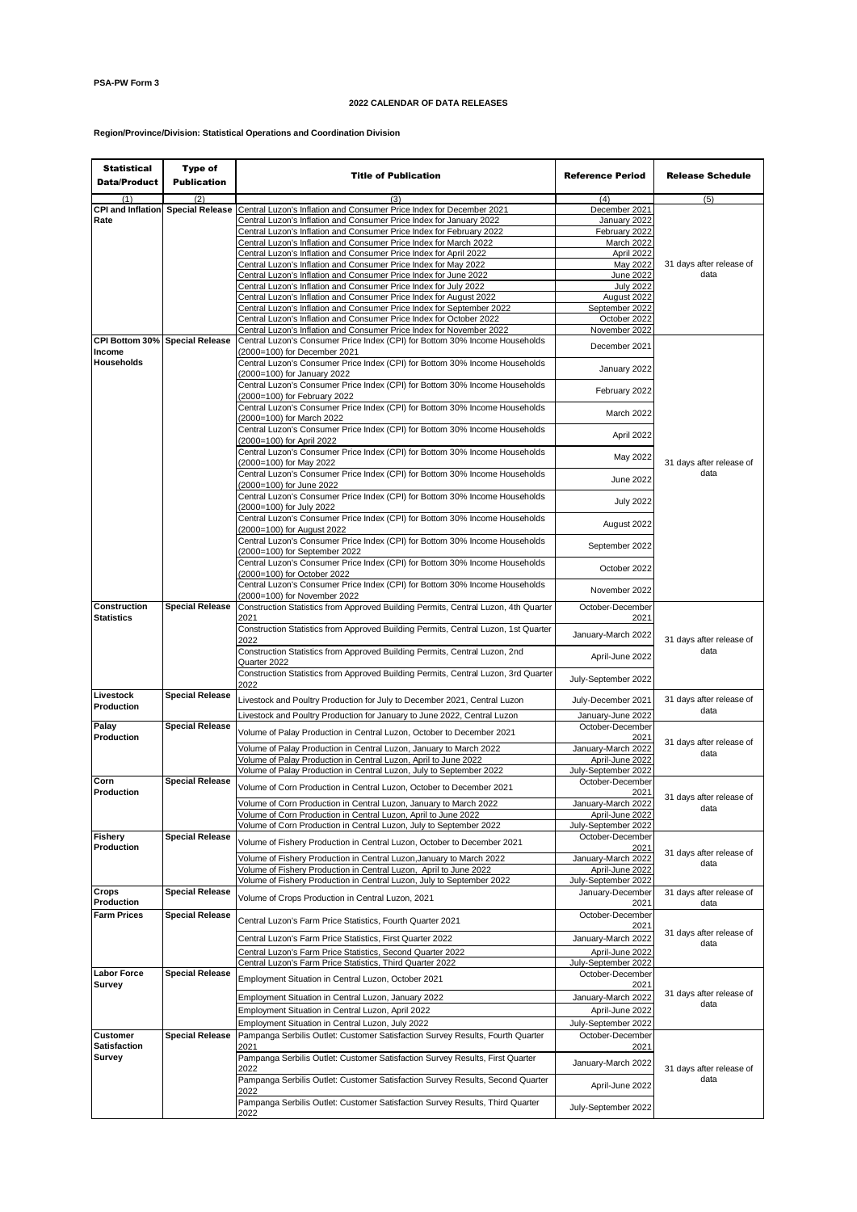**PSA-PW Form 3**

**2022 CALENDAR OF DATA RELEASES**

**Region/Province/Division: Statistical Operations and Coordination Division**

| Statistical Data/Product | Type of Publication | Title of Publication | Reference Period | Release Schedule |
|---|---|---|---|---|
| (1) | (2) | (3) | (4) | (5) |
| CPI and Inflation Rate | Special Release | Central Luzon's Inflation and Consumer Price Index for December 2021 | December 2021 | 31 days after release of data |
| | | Central Luzon's Inflation and Consumer Price Index for January 2022 | January 2022 | |
| | | Central Luzon's Inflation and Consumer Price Index for February 2022 | February 2022 | |
| | | Central Luzon's Inflation and Consumer Price Index for March 2022 | March 2022 | |
| | | Central Luzon's Inflation and Consumer Price Index for April 2022 | April 2022 | |
| | | Central Luzon's Inflation and Consumer Price Index for May 2022 | May 2022 | |
| | | Central Luzon's Inflation and Consumer Price Index for June 2022 | June 2022 | |
| | | Central Luzon's Inflation and Consumer Price Index for July 2022 | July 2022 | |
| | | Central Luzon's Inflation and Consumer Price Index for August 2022 | August 2022 | |
| | | Central Luzon's Inflation and Consumer Price Index for September 2022 | September 2022 | |
| | | Central Luzon's Inflation and Consumer Price Index for October 2022 | October 2022 | |
| | | Central Luzon's Inflation and Consumer Price Index for November 2022 | November 2022 | |
| CPI Bottom 30% Income Households | Special Release | Central Luzon's Consumer Price Index (CPI) for Bottom 30% Income Households (2000=100) for December 2021 | December 2021 | 31 days after release of data |
| | | Central Luzon's Consumer Price Index (CPI) for Bottom 30% Income Households (2000=100) for January 2022 | January 2022 | |
| | | Central Luzon's Consumer Price Index (CPI) for Bottom 30% Income Households (2000=100) for February 2022 | February 2022 | |
| | | Central Luzon's Consumer Price Index (CPI) for Bottom 30% Income Households (2000=100) for March 2022 | March 2022 | |
| | | Central Luzon's Consumer Price Index (CPI) for Bottom 30% Income Households (2000=100) for April 2022 | April 2022 | |
| | | Central Luzon's Consumer Price Index (CPI) for Bottom 30% Income Households (2000=100) for May 2022 | May 2022 | |
| | | Central Luzon's Consumer Price Index (CPI) for Bottom 30% Income Households (2000=100) for June 2022 | June 2022 | |
| | | Central Luzon's Consumer Price Index (CPI) for Bottom 30% Income Households (2000=100) for July 2022 | July 2022 | |
| | | Central Luzon's Consumer Price Index (CPI) for Bottom 30% Income Households (2000=100) for August 2022 | August 2022 | |
| | | Central Luzon's Consumer Price Index (CPI) for Bottom 30% Income Households (2000=100) for September 2022 | September 2022 | |
| | | Central Luzon's Consumer Price Index (CPI) for Bottom 30% Income Households (2000=100) for October 2022 | October 2022 | |
| | | Central Luzon's Consumer Price Index (CPI) for Bottom 30% Income Households (2000=100) for November 2022 | November 2022 | |
| Construction Statistics | Special Release | Construction Statistics from Approved Building Permits, Central Luzon, 4th Quarter 2021 | October-December 2021 | 31 days after release of data |
| | | Construction Statistics from Approved Building Permits, Central Luzon, 1st Quarter 2022 | January-March 2022 | |
| | | Construction Statistics from Approved Building Permits, Central Luzon, 2nd Quarter 2022 | April-June 2022 | |
| | | Construction Statistics from Approved Building Permits, Central Luzon, 3rd Quarter 2022 | July-September 2022 | |
| Livestock Production | Special Release | Livestock and Poultry Production for July to December 2021, Central Luzon | July-December 2021 | 31 days after release of data |
| | | Livestock and Poultry Production for January to June 2022, Central Luzon | January-June 2022 | |
| Palay Production | Special Release | Volume of Palay Production in Central Luzon, October to December 2021 | October-December 2021 | 31 days after release of data |
| | | Volume of Palay Production in Central Luzon, January to March 2022 | January-March 2022 | |
| | | Volume of Palay Production in Central Luzon, April to June 2022 | April-June 2022 | |
| | | Volume of Palay Production in Central Luzon, July to September 2022 | July-September 2022 | |
| Corn Production | Special Release | Volume of Corn Production in Central Luzon, October to December 2021 | October-December 2021 | 31 days after release of data |
| | | Volume of Corn Production in Central Luzon, January to March 2022 | January-March 2022 | |
| | | Volume of Corn Production in Central Luzon, April to June 2022 | April-June 2022 | |
| | | Volume of Corn Production in Central Luzon, July to September 2022 | July-September 2022 | |
| Fishery Production | Special Release | Volume of Fishery Production in Central Luzon, October to December 2021 | October-December 2021 | 31 days after release of data |
| | | Volume of Fishery Production in Central Luzon,January to March 2022 | January-March 2022 | |
| | | Volume of Fishery Production in Central Luzon, April to June 2022 | April-June 2022 | |
| | | Volume of Fishery Production in Central Luzon, July to September 2022 | July-September 2022 | |
| Crops Production | Special Release | Volume of Crops Production in Central Luzon, 2021 | January-December 2021 | 31 days after release of data |
| Farm Prices | Special Release | Central Luzon's Farm Price Statistics, Fourth Quarter 2021 | October-December 2021 | 31 days after release of data |
| | | Central Luzon's Farm Price Statistics, First Quarter 2022 | January-March 2022 | |
| | | Central Luzon's Farm Price Statistics, Second Quarter 2022 | April-June 2022 | |
| | | Central Luzon's Farm Price Statistics, Third Quarter 2022 | July-September 2022 | |
| Labor Force Survey | Special Release | Employment Situation in Central Luzon, October 2021 | October-December 2021 | 31 days after release of data |
| | | Employment Situation in Central Luzon, January 2022 | January-March 2022 | |
| | | Employment Situation in Central Luzon, April 2022 | April-June 2022 | |
| | | Employment Situation in Central Luzon, July 2022 | July-September 2022 | |
| Customer Satisfaction Survey | Special Release | Pampanga Serbilis Outlet: Customer Satisfaction Survey Results, Fourth Quarter 2021 | October-December 2021 | 31 days after release of data |
| | | Pampanga Serbilis Outlet: Customer Satisfaction Survey Results, First Quarter 2022 | January-March 2022 | |
| | | Pampanga Serbilis Outlet: Customer Satisfaction Survey Results, Second Quarter 2022 | April-June 2022 | |
| | | Pampanga Serbilis Outlet: Customer Satisfaction Survey Results, Third Quarter 2022 | July-September 2022 | |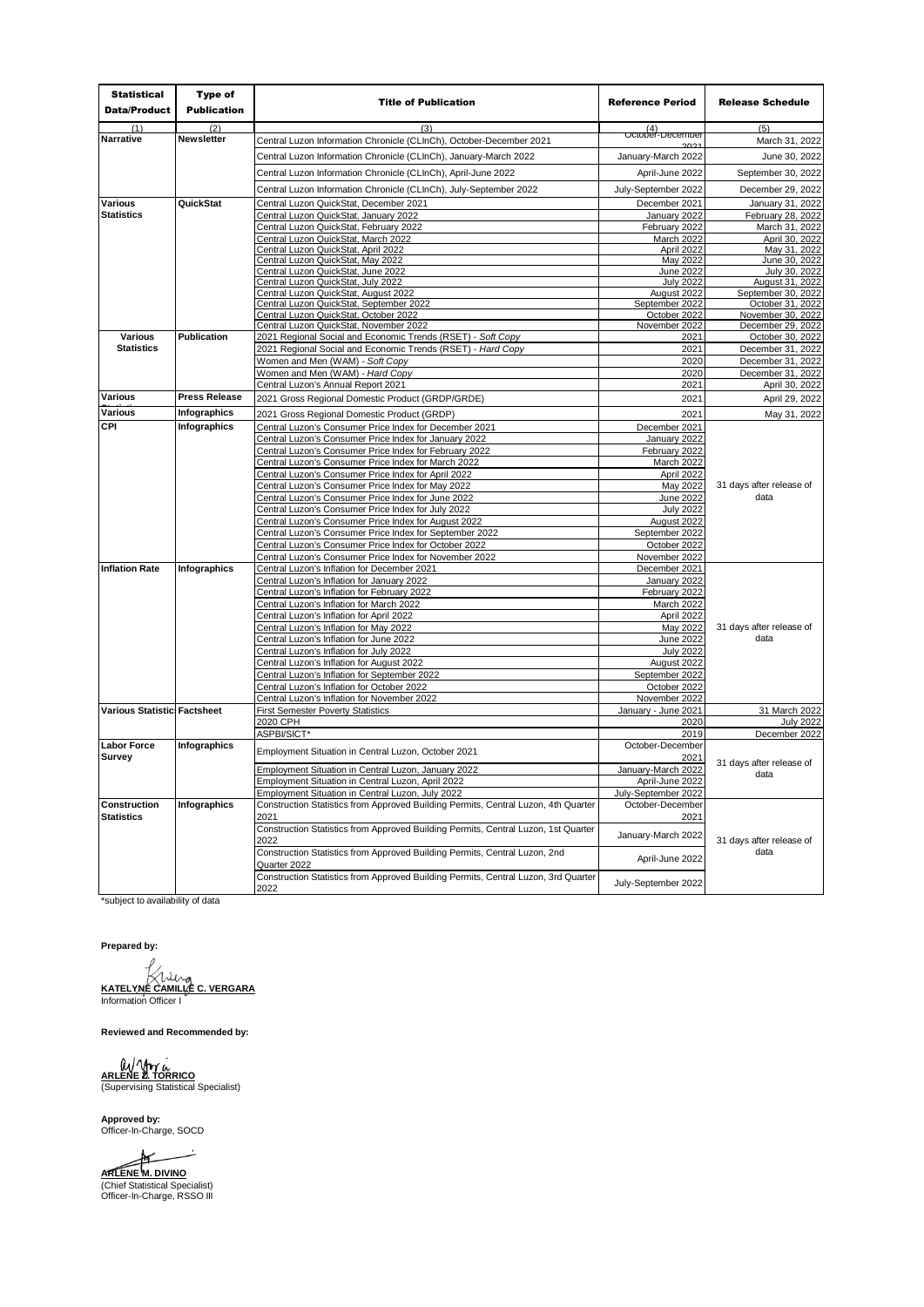| Statistical Data/Product | Type of Publication | Title of Publication | Reference Period | Release Schedule |
|---|---|---|---|---|
| (1) | (2) | (3) | (4) | (5) |
| Narrative | Newsletter | Central Luzon Information Chronicle (CLInCh), October-December 2021 | October-December 2021 | March 31, 2022 |
| | | Central Luzon Information Chronicle (CLInCh), January-March 2022 | January-March 2022 | June 30, 2022 |
| | | Central Luzon Information Chronicle (CLInCh), April-June 2022 | April-June 2022 | September 30, 2022 |
| | | Central Luzon Information Chronicle (CLInCh), July-September 2022 | July-September 2022 | December 29, 2022 |
| Various Statistics | QuickStat | Central Luzon QuickStat, December 2021 | December 2021 | January 31, 2022 |
| | | Central Luzon QuickStat, January 2022 | January 2022 | February 28, 2022 |
| | | Central Luzon QuickStat, February 2022 | February 2022 | March 31, 2022 |
| | | Central Luzon QuickStat, March 2022 | March 2022 | April 30, 2022 |
| | | Central Luzon QuickStat, April 2022 | April 2022 | May 31, 2022 |
| | | Central Luzon QuickStat, May 2022 | May 2022 | June 30, 2022 |
| | | Central Luzon QuickStat, June 2022 | June 2022 | July 30, 2022 |
| | | Central Luzon QuickStat, July 2022 | July 2022 | August 31, 2022 |
| | | Central Luzon QuickStat, August 2022 | August 2022 | September 30, 2022 |
| | | Central Luzon QuickStat, September 2022 | September 2022 | October 31, 2022 |
| | | Central Luzon QuickStat, October 2022 | October 2022 | November 30, 2022 |
| | | Central Luzon QuickStat, November 2022 | November 2022 | December 29, 2022 |
| Various Statistics | Publication | 2021 Regional Social and Economic Trends (RSET) - *Soft Copy* | 2021 | October 30, 2022 |
| | | 2021 Regional Social and Economic Trends (RSET) - *Hard Copy* | 2021 | December 31, 2022 |
| | | Women and Men (WAM) - *Soft Copy* | 2020 | December 31, 2022 |
| | | Women and Men (WAM) - *Hard Copy* | 2020 | December 31, 2022 |
| | | Central Luzon's Annual Report 2021 | 2021 | April 30, 2022 |
| Various | Press Release | 2021 Gross Regional Domestic Product (GRDP/GRDE) | 2021 | April 29, 2022 |
| Various | Infographics | 2021 Gross Regional Domestic Product (GRDP) | 2021 | May 31, 2022 |
| CPI | Infographics | Central Luzon's Consumer Price Index for December 2021 | December 2021 | 31 days after release of data |
| | | Central Luzon's Consumer Price Index for January 2022 | January 2022 | |
| | | Central Luzon's Consumer Price Index for February 2022 | February 2022 | |
| | | Central Luzon's Consumer Price Index for March 2022 | March 2022 | |
| | | Central Luzon's Consumer Price Index for April 2022 | April 2022 | |
| | | Central Luzon's Consumer Price Index for May 2022 | May 2022 | |
| | | Central Luzon's Consumer Price Index for June 2022 | June 2022 | |
| | | Central Luzon's Consumer Price Index for July 2022 | July 2022 | |
| | | Central Luzon's Consumer Price Index for August 2022 | August 2022 | |
| | | Central Luzon's Consumer Price Index for September 2022 | September 2022 | |
| | | Central Luzon's Consumer Price Index for October 2022 | October 2022 | |
| | | Central Luzon's Consumer Price Index for November 2022 | November 2022 | |
| Inflation Rate | Infographics | Central Luzon's Inflation for December 2021 | December 2021 | 31 days after release of data |
| | | Central Luzon's Inflation for January 2022 | January 2022 | |
| | | Central Luzon's Inflation for February 2022 | February 2022 | |
| | | Central Luzon's Inflation for March 2022 | March 2022 | |
| | | Central Luzon's Inflation for April 2022 | April 2022 | |
| | | Central Luzon's Inflation for May 2022 | May 2022 | |
| | | Central Luzon's Inflation for June 2022 | June 2022 | |
| | | Central Luzon's Inflation for July 2022 | July 2022 | |
| | | Central Luzon's Inflation for August 2022 | August 2022 | |
| | | Central Luzon's Inflation for September 2022 | September 2022 | |
| | | Central Luzon's Inflation for October 2022 | October 2022 | |
| | | Central Luzon's Inflation for November 2022 | November 2022 | |
| Various Statistic | Factsheet | First Semester Poverty Statistics | January - June 2021 | 31 March 2022 |
| | | 2020 CPH | 2020 | July 2022 |
| | | ASPBI/SICT* | 2019 | December 2022 |
| Labor Force Survey | Infographics | Employment Situation in Central Luzon, October 2021 | October-December 2021 | 31 days after release of data |
| | | Employment Situation in Central Luzon, January 2022 | January-March 2022 | |
| | | Employment Situation in Central Luzon, April 2022 | April-June 2022 | |
| | | Employment Situation in Central Luzon, July 2022 | July-September 2022 | |
| Construction Statistics | Infographics | Construction Statistics from Approved Building Permits, Central Luzon, 4th Quarter 2021 | October-December 2021 | 31 days after release of data |
| | | Construction Statistics from Approved Building Permits, Central Luzon, 1st Quarter 2022 | January-March 2022 | |
| | | Construction Statistics from Approved Building Permits, Central Luzon, 2nd Quarter 2022 | April-June 2022 | |
| | | Construction Statistics from Approved Building Permits, Central Luzon, 3rd Quarter 2022 | July-September 2022 | |

*subject to availability of data

**Prepared by:**

**KATELYNE CAMILLE C. VERGARA**
Information Officer I

**Reviewed and Recommended by:**

**ARLENE Z. TORRICO**
(Supervising Statistical Specialist)

**Approved by:**
Officer-In-Charge, SOCD

**ARLENE M. DIVINO**
(Chief Statistical Specialist)
Officer-In-Charge, RSSO III